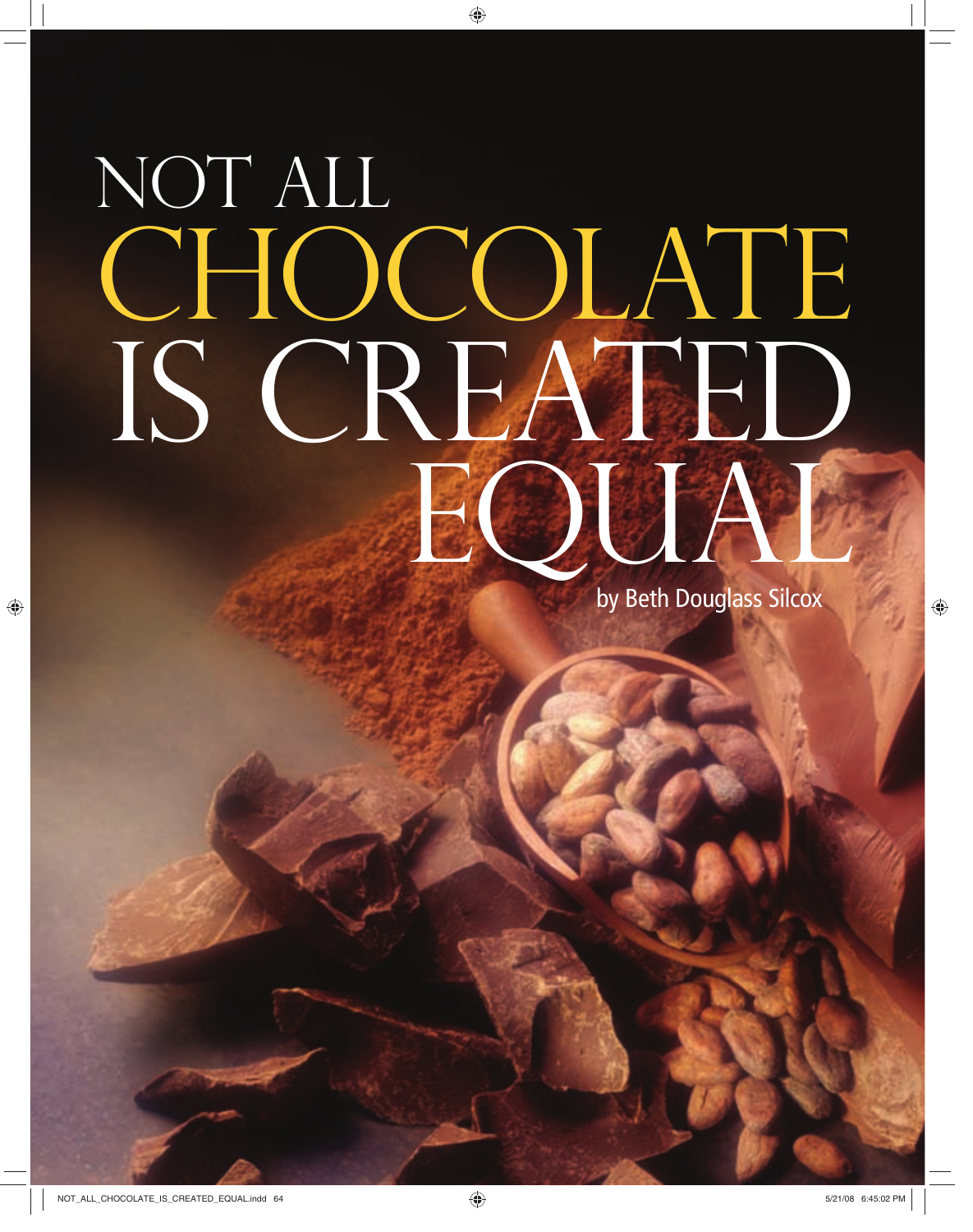# NOT ALL CHOCOLATE IS CREATED EQUAL

by Beth Douglass Silcox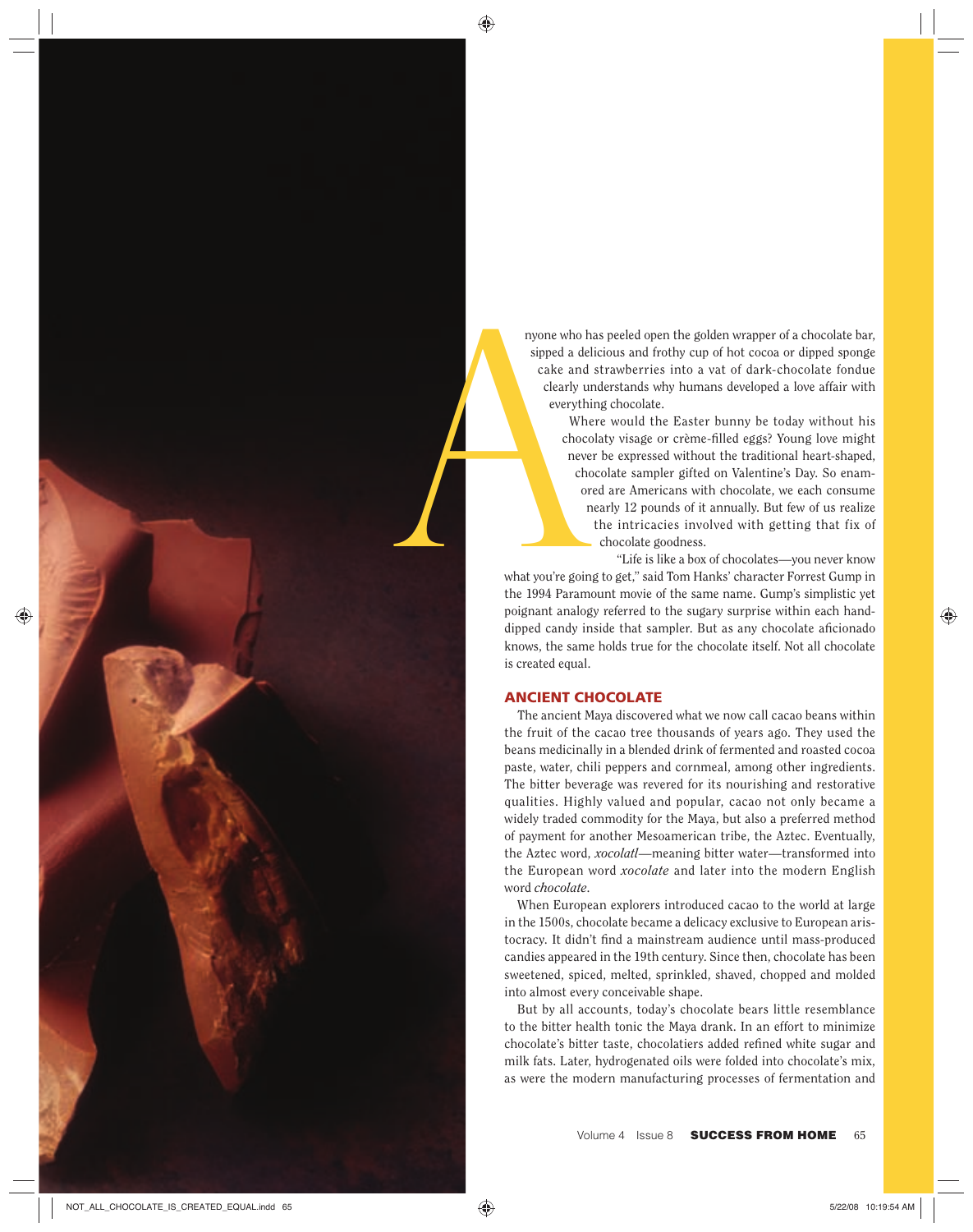Anyone who has peeled open the golden wrapper of a chocolate bar, sipped a delicious and frothy cup of hot cocoa or dipped sponge cake and strawberries into a vat of dark-chocolate fondue clearly understands why humans developed a love affair with everything chocolate.

Where would the Easter bunny be today without his chocolaty visage or crème-filled eggs? Young love might never be expressed without the traditional heart-shaped, chocolate sampler gifted on Valentine's Day. So enamored are Americans with chocolate, we each consume nearly 12 pounds of it annually. But few of us realize the intricacies involved with getting that fix of chocolate goodness.

"Life is like a box of chocolates—you never know what you're going to get," said Tom Hanks' character Forrest Gump in the 1994 Paramount movie of the same name. Gump's simplistic yet poignant analogy referred to the sugary surprise within each hand-dipped candy inside that sampler. But as any chocolate aficionado knows, the same holds true for the chocolate itself. Not all chocolate is created equal.

## ANCIENT CHOCOLATE

The ancient Maya discovered what we now call cacao beans within the fruit of the cacao tree thousands of years ago. They used the beans medicinally in a blended drink of fermented and roasted cocoa paste, water, chili peppers and cornmeal, among other ingredients. The bitter beverage was revered for its nourishing and restorative qualities. Highly valued and popular, cacao not only became a widely traded commodity for the Maya, but also a preferred method of payment for another Mesoamerican tribe, the Aztec. Eventually, the Aztec word, *xocolatl*—meaning bitter water—transformed into the European word *xocolate* and later into the modern English word *chocolate*.

When European explorers introduced cacao to the world at large in the 1500s, chocolate became a delicacy exclusive to European aristocracy. It didn't find a mainstream audience until mass-produced candies appeared in the 19th century. Since then, chocolate has been sweetened, spiced, melted, sprinkled, shaved, chopped and molded into almost every conceivable shape.

But by all accounts, today's chocolate bears little resemblance to the bitter health tonic the Maya drank. In an effort to minimize chocolate's bitter taste, chocolatiers added refined white sugar and milk fats. Later, hydrogenated oils were folded into chocolate's mix, as were the modern manufacturing processes of fermentation and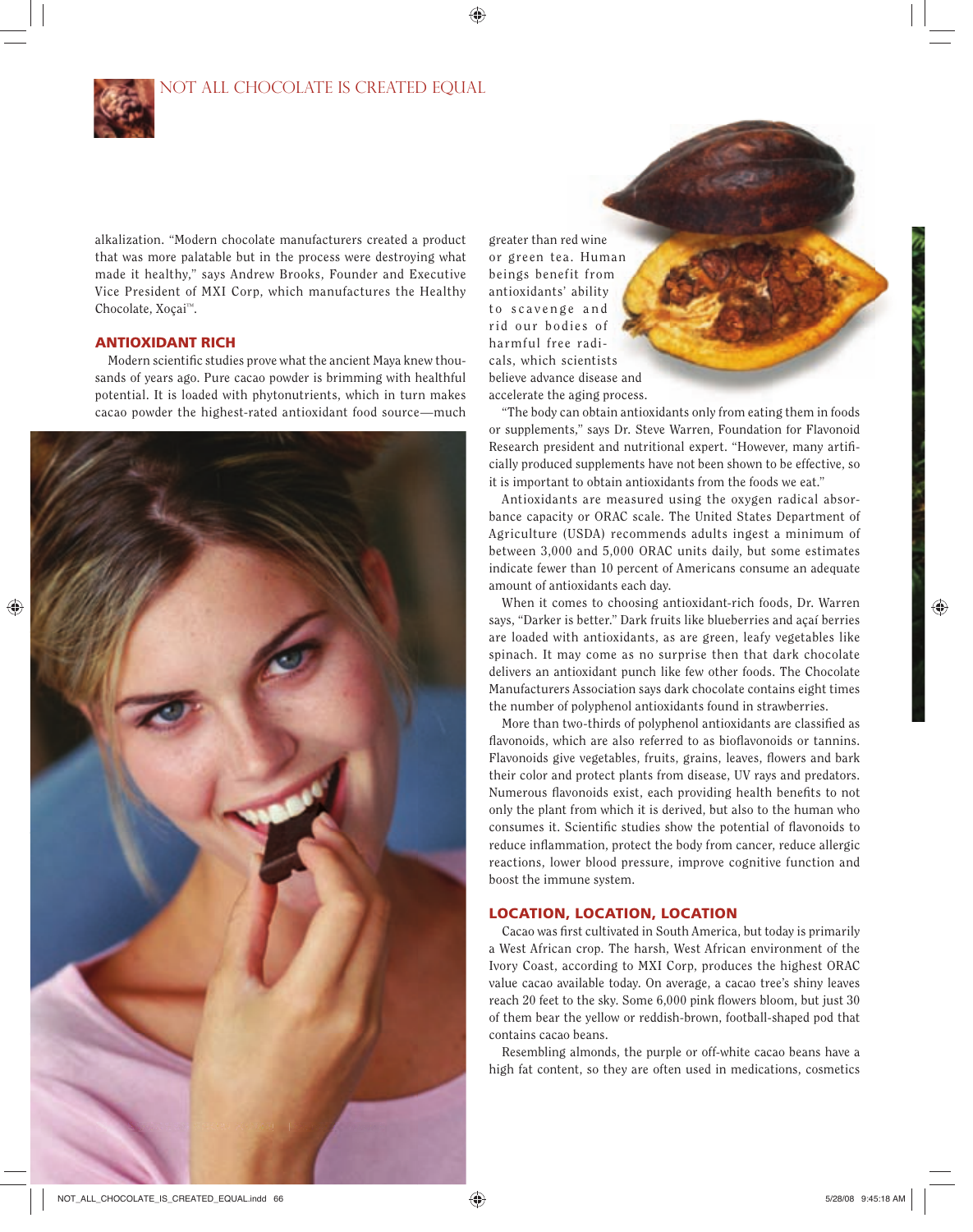alkalization. "Modern chocolate manufacturers created a product that was more palatable but in the process were destroying what made it healthy," says Andrew Brooks, Founder and Executive Vice President of MXI Corp, which manufactures the Healthy Chocolate, Xoçai™.

## ANTIOXIDANT RICH

Modern scientific studies prove what the ancient Maya knew thousands of years ago. Pure cacao powder is brimming with healthful potential. It is loaded with phytonutrients, which in turn makes cacao powder the highest-rated antioxidant food source—much greater than red wine or green tea. Human beings benefit from antioxidants' ability to scavenge and rid our bodies of harmful free radicals, which scientists believe advance disease and accelerate the aging process.

"The body can obtain antioxidants only from eating them in foods or supplements," says Dr. Steve Warren, Foundation for Flavonoid Research president and nutritional expert. "However, many artificially produced supplements have not been shown to be effective, so it is important to obtain antioxidants from the foods we eat."

Antioxidants are measured using the oxygen radical absorbance capacity or ORAC scale. The United States Department of Agriculture (USDA) recommends adults ingest a minimum of between 3,000 and 5,000 ORAC units daily, but some estimates indicate fewer than 10 percent of Americans consume an adequate amount of antioxidants each day.

When it comes to choosing antioxidant-rich foods, Dr. Warren says, "Darker is better." Dark fruits like blueberries and açaí berries are loaded with antioxidants, as are green, leafy vegetables like spinach. It may come as no surprise then that dark chocolate delivers an antioxidant punch like few other foods. The Chocolate Manufacturers Association says dark chocolate contains eight times the number of polyphenol antioxidants found in strawberries.

More than two-thirds of polyphenol antioxidants are classified as flavonoids, which are also referred to as bioflavonoids or tannins. Flavonoids give vegetables, fruits, grains, leaves, flowers and bark their color and protect plants from disease, UV rays and predators. Numerous flavonoids exist, each providing health benefits to not only the plant from which it is derived, but also to the human who consumes it. Scientific studies show the potential of flavonoids to reduce inflammation, protect the body from cancer, reduce allergic reactions, lower blood pressure, improve cognitive function and boost the immune system.

## LOCATION, LOCATION, LOCATION

Cacao was first cultivated in South America, but today is primarily a West African crop. The harsh, West African environment of the Ivory Coast, according to MXI Corp, produces the highest ORAC value cacao available today. On average, a cacao tree's shiny leaves reach 20 feet to the sky. Some 6,000 pink flowers bloom, but just 30 of them bear the yellow or reddish-brown, football-shaped pod that contains cacao beans.

Resembling almonds, the purple or off-white cacao beans have a high fat content, so they are often used in medications, cosmetics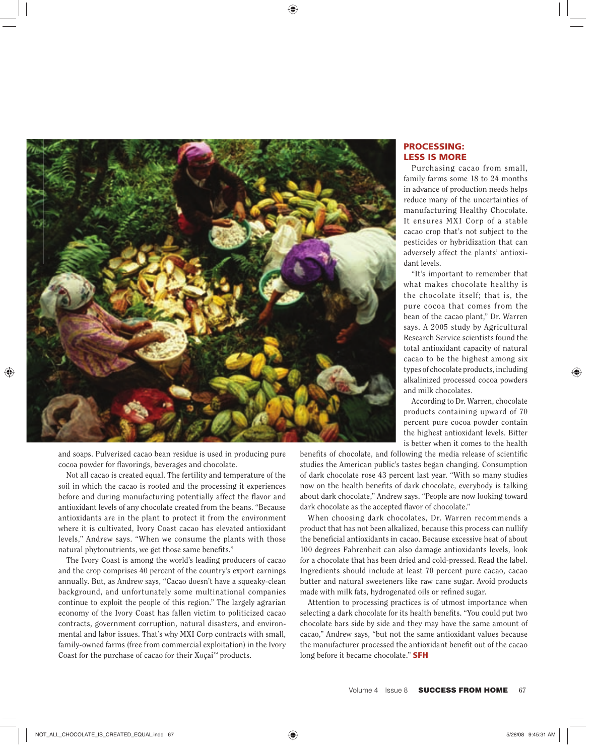and soaps. Pulverized cacao bean residue is used in producing pure cocoa powder for flavorings, beverages and chocolate.

Not all cacao is created equal. The fertility and temperature of the soil in which the cacao is rooted and the processing it experiences before and during manufacturing potentially affect the flavor and antioxidant levels of any chocolate created from the beans. "Because antioxidants are in the plant to protect it from the environment where it is cultivated, Ivory Coast cacao has elevated antioxidant levels," Andrew says. "When we consume the plants with those natural phytonutrients, we get those same benefits."

The Ivory Coast is among the world's leading producers of cacao and the crop comprises 40 percent of the country's export earnings annually. But, as Andrew says, "Cacao doesn't have a squeaky-clean background, and unfortunately some multinational companies continue to exploit the people of this region." The largely agrarian economy of the Ivory Coast has fallen victim to politicized cacao contracts, government corruption, natural disasters, and environmental and labor issues. That's why MXI Corp contracts with small, family-owned farms (free from commercial exploitation) in the Ivory Coast for the purchase of cacao for their Xoçai™ products.

## PROCESSING: LESS IS MORE

Purchasing cacao from small, family farms some 18 to 24 months in advance of production needs helps reduce many of the uncertainties of manufacturing Healthy Chocolate. It ensures MXI Corp of a stable cacao crop that's not subject to the pesticides or hybridization that can adversely affect the plants' antioxidant levels.

"It's important to remember that what makes chocolate healthy is the chocolate itself; that is, the pure cocoa that comes from the bean of the cacao plant," Dr. Warren says. A 2005 study by Agricultural Research Service scientists found the total antioxidant capacity of natural cacao to be the highest among six types of chocolate products, including alkalinized processed cocoa powders and milk chocolates.

According to Dr. Warren, chocolate products containing upward of 70 percent pure cocoa powder contain the highest antioxidant levels. Bitter is better when it comes to the health benefits of chocolate, and following the media release of scientific studies the American public's tastes began changing. Consumption of dark chocolate rose 43 percent last year. "With so many studies now on the health benefits of dark chocolate, everybody is talking about dark chocolate," Andrew says. "People are now looking toward dark chocolate as the accepted flavor of chocolate."

When choosing dark chocolates, Dr. Warren recommends a product that has not been alkalized, because this process can nullify the beneficial antioxidants in cacao. Because excessive heat of about 100 degrees Fahrenheit can also damage antioxidants levels, look for a chocolate that has been dried and cold-pressed. Read the label. Ingredients should include at least 70 percent pure cacao, cacao butter and natural sweeteners like raw cane sugar. Avoid products made with milk fats, hydrogenated oils or refined sugar.

Attention to processing practices is of utmost importance when selecting a dark chocolate for its health benefits. "You could put two chocolate bars side by side and they may have the same amount of cacao," Andrew says, "but not the same antioxidant values because the manufacturer processed the antioxidant benefit out of the cacao long before it became chocolate." **SFH**